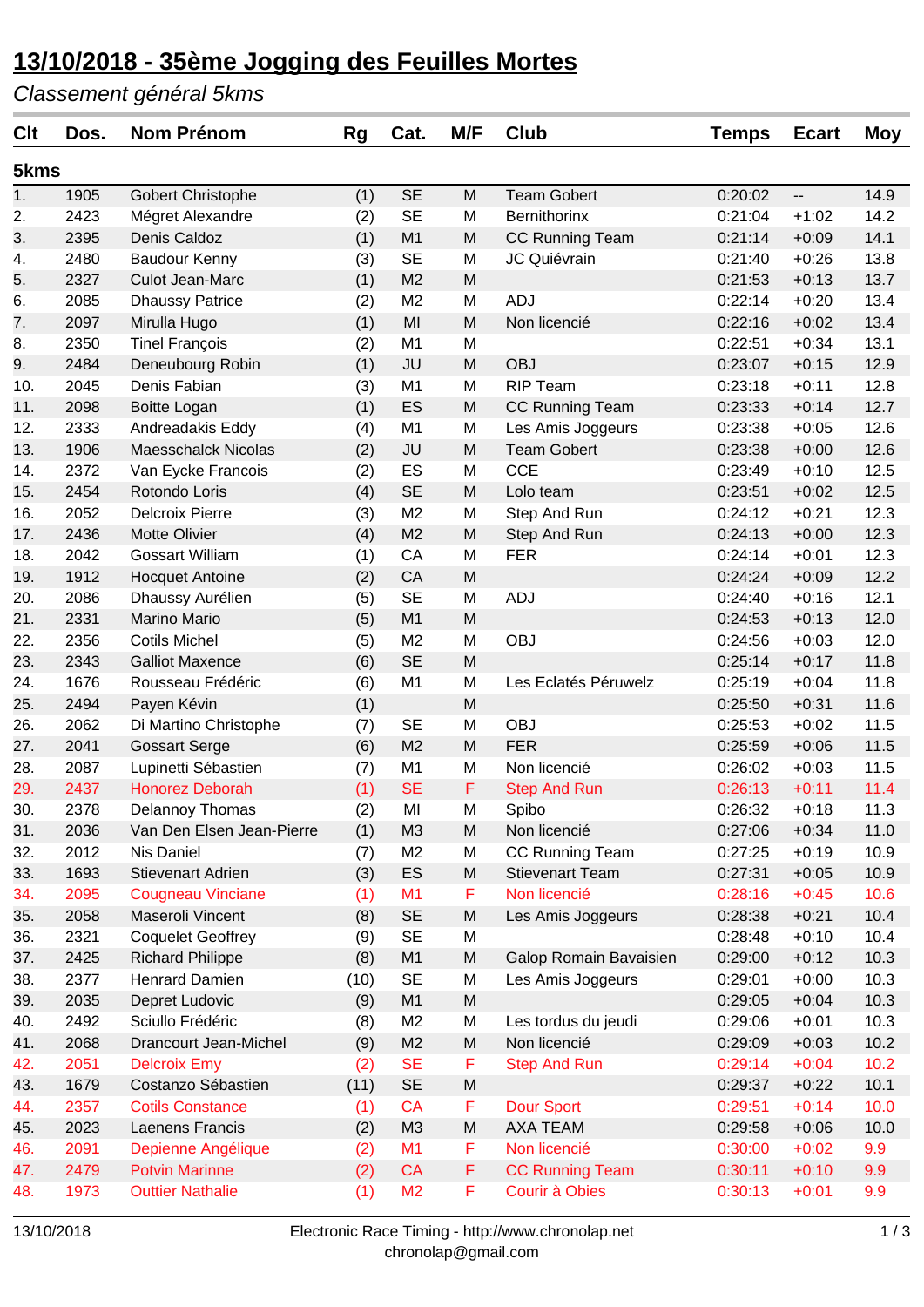# 13/10/2018 - 35ème Jogging des Feuilles Mortes

*Classement général 5kms*

| Clt | Dos. | Nom Prénom | Rg | Cat. | M/F | Club | Temps | Ecart | Moy |
|---|---|---|---|---|---|---|---|---|---|
| **5kms** | | | | | | | | | |
| 1. | 1905 | Gobert Christophe | (1) | SE | M | Team Gobert | 0:20:02 | -- | 14.9 |
| 2. | 2423 | Mégret Alexandre | (2) | SE | M | Bernithorinx | 0:21:04 | +1:02 | 14.2 |
| 3. | 2395 | Denis Caldoz | (1) | M1 | M | CC Running Team | 0:21:14 | +0:09 | 14.1 |
| 4. | 2480 | Baudour Kenny | (3) | SE | M | JC Quiévrain | 0:21:40 | +0:26 | 13.8 |
| 5. | 2327 | Culot Jean-Marc | (1) | M2 | M | | 0:21:53 | +0:13 | 13.7 |
| 6. | 2085 | Dhaussy Patrice | (2) | M2 | M | ADJ | 0:22:14 | +0:20 | 13.4 |
| 7. | 2097 | Mirulla Hugo | (1) | MI | M | Non licencié | 0:22:16 | +0:02 | 13.4 |
| 8. | 2350 | Tinel François | (2) | M1 | M | | 0:22:51 | +0:34 | 13.1 |
| 9. | 2484 | Deneubourg Robin | (1) | JU | M | OBJ | 0:23:07 | +0:15 | 12.9 |
| 10. | 2045 | Denis Fabian | (3) | M1 | M | RIP Team | 0:23:18 | +0:11 | 12.8 |
| 11. | 2098 | Boitte Logan | (1) | ES | M | CC Running Team | 0:23:33 | +0:14 | 12.7 |
| 12. | 2333 | Andreadakis Eddy | (4) | M1 | M | Les Amis Joggeurs | 0:23:38 | +0:05 | 12.6 |
| 13. | 1906 | Maesschalck Nicolas | (2) | JU | M | Team Gobert | 0:23:38 | +0:00 | 12.6 |
| 14. | 2372 | Van Eycke Francois | (2) | ES | M | CCE | 0:23:49 | +0:10 | 12.5 |
| 15. | 2454 | Rotondo Loris | (4) | SE | M | Lolo team | 0:23:51 | +0:02 | 12.5 |
| 16. | 2052 | Delcroix Pierre | (3) | M2 | M | Step And Run | 0:24:12 | +0:21 | 12.3 |
| 17. | 2436 | Motte Olivier | (4) | M2 | M | Step And Run | 0:24:13 | +0:00 | 12.3 |
| 18. | 2042 | Gossart William | (1) | CA | M | FER | 0:24:14 | +0:01 | 12.3 |
| 19. | 1912 | Hocquet Antoine | (2) | CA | M | | 0:24:24 | +0:09 | 12.2 |
| 20. | 2086 | Dhaussy Aurélien | (5) | SE | M | ADJ | 0:24:40 | +0:16 | 12.1 |
| 21. | 2331 | Marino Mario | (5) | M1 | M | | 0:24:53 | +0:13 | 12.0 |
| 22. | 2356 | Cotils Michel | (5) | M2 | M | OBJ | 0:24:56 | +0:03 | 12.0 |
| 23. | 2343 | Galliot Maxence | (6) | SE | M | | 0:25:14 | +0:17 | 11.8 |
| 24. | 1676 | Rousseau Frédéric | (6) | M1 | M | Les Eclatés Péruwelz | 0:25:19 | +0:04 | 11.8 |
| 25. | 2494 | Payen Kévin | (1) | | M | | 0:25:50 | +0:31 | 11.6 |
| 26. | 2062 | Di Martino Christophe | (7) | SE | M | OBJ | 0:25:53 | +0:02 | 11.5 |
| 27. | 2041 | Gossart Serge | (6) | M2 | M | FER | 0:25:59 | +0:06 | 11.5 |
| 28. | 2087 | Lupinetti Sébastien | (7) | M1 | M | Non licencié | 0:26:02 | +0:03 | 11.5 |
| 29. | 2437 | Honorez Deborah | (1) | SE | F | Step And Run | 0:26:13 | +0:11 | 11.4 |
| 30. | 2378 | Delannoy Thomas | (2) | MI | M | Spibo | 0:26:32 | +0:18 | 11.3 |
| 31. | 2036 | Van Den Elsen Jean-Pierre | (1) | M3 | M | Non licencié | 0:27:06 | +0:34 | 11.0 |
| 32. | 2012 | Nis Daniel | (7) | M2 | M | CC Running Team | 0:27:25 | +0:19 | 10.9 |
| 33. | 1693 | Stievenart Adrien | (3) | ES | M | Stievenart Team | 0:27:31 | +0:05 | 10.9 |
| 34. | 2095 | Cougneau Vinciane | (1) | M1 | F | Non licencié | 0:28:16 | +0:45 | 10.6 |
| 35. | 2058 | Maseroli Vincent | (8) | SE | M | Les Amis Joggeurs | 0:28:38 | +0:21 | 10.4 |
| 36. | 2321 | Coquelet Geoffrey | (9) | SE | M | | 0:28:48 | +0:10 | 10.4 |
| 37. | 2425 | Richard Philippe | (8) | M1 | M | Galop Romain Bavaisien | 0:29:00 | +0:12 | 10.3 |
| 38. | 2377 | Henrard Damien | (10) | SE | M | Les Amis Joggeurs | 0:29:01 | +0:00 | 10.3 |
| 39. | 2035 | Depret Ludovic | (9) | M1 | M | | 0:29:05 | +0:04 | 10.3 |
| 40. | 2492 | Sciullo Frédéric | (8) | M2 | M | Les tordus du jeudi | 0:29:06 | +0:01 | 10.3 |
| 41. | 2068 | Drancourt Jean-Michel | (9) | M2 | M | Non licencié | 0:29:09 | +0:03 | 10.2 |
| 42. | 2051 | Delcroix Emy | (2) | SE | F | Step And Run | 0:29:14 | +0:04 | 10.2 |
| 43. | 1679 | Costanzo Sébastien | (11) | SE | M | | 0:29:37 | +0:22 | 10.1 |
| 44. | 2357 | Cotils Constance | (1) | CA | F | Dour Sport | 0:29:51 | +0:14 | 10.0 |
| 45. | 2023 | Laenens Francis | (2) | M3 | M | AXA TEAM | 0:29:58 | +0:06 | 10.0 |
| 46. | 2091 | Depienne Angélique | (2) | M1 | F | Non licencié | 0:30:00 | +0:02 | 9.9 |
| 47. | 2479 | Potvin Marinne | (2) | CA | F | CC Running Team | 0:30:11 | +0:10 | 9.9 |
| 48. | 1973 | Outtier Nathalie | (1) | M2 | F | Courir à Obies | 0:30:13 | +0:01 | 9.9 |

13/10/2018 — Electronic Race Timing - http://www.chronolap.net
chronolap@gmail.com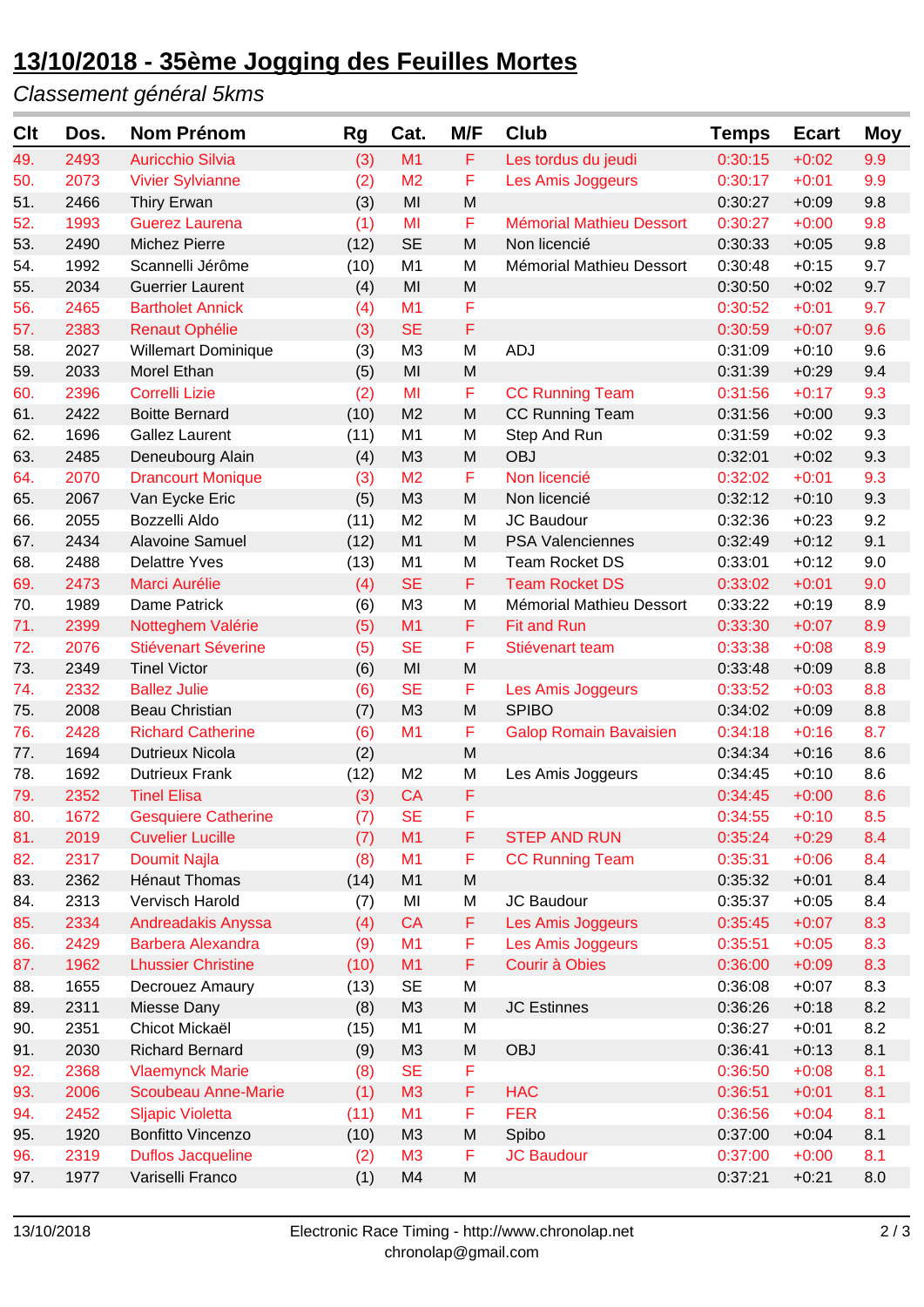# 13/10/2018 - 35ème Jogging des Feuilles Mortes

*Classement général 5kms*

| Clt | Dos. | Nom Prénom | Rg | Cat. | M/F | Club | Temps | Ecart | Moy |
|---|---|---|---|---|---|---|---|---|---|
| 49. | 2493 | Auricchio Silvia | (3) | M1 | F | Les tordus du jeudi | 0:30:15 | +0:02 | 9.9 |
| 50. | 2073 | Vivier Sylvianne | (2) | M2 | F | Les Amis Joggeurs | 0:30:17 | +0:01 | 9.9 |
| 51. | 2466 | Thiry Erwan | (3) | MI | M | | 0:30:27 | +0:09 | 9.8 |
| 52. | 1993 | Guerez Laurena | (1) | MI | F | Mémorial Mathieu Dessort | 0:30:27 | +0:00 | 9.8 |
| 53. | 2490 | Michez Pierre | (12) | SE | M | Non licencié | 0:30:33 | +0:05 | 9.8 |
| 54. | 1992 | Scannelli Jérôme | (10) | M1 | M | Mémorial Mathieu Dessort | 0:30:48 | +0:15 | 9.7 |
| 55. | 2034 | Guerrier Laurent | (4) | MI | M | | 0:30:50 | +0:02 | 9.7 |
| 56. | 2465 | Bartholet Annick | (4) | M1 | F | | 0:30:52 | +0:01 | 9.7 |
| 57. | 2383 | Renaut Ophélie | (3) | SE | F | | 0:30:59 | +0:07 | 9.6 |
| 58. | 2027 | Willemart Dominique | (3) | M3 | M | ADJ | 0:31:09 | +0:10 | 9.6 |
| 59. | 2033 | Morel Ethan | (5) | MI | M | | 0:31:39 | +0:29 | 9.4 |
| 60. | 2396 | Correlli Lizie | (2) | MI | F | CC Running Team | 0:31:56 | +0:17 | 9.3 |
| 61. | 2422 | Boitte Bernard | (10) | M2 | M | CC Running Team | 0:31:56 | +0:00 | 9.3 |
| 62. | 1696 | Gallez Laurent | (11) | M1 | M | Step And Run | 0:31:59 | +0:02 | 9.3 |
| 63. | 2485 | Deneubourg Alain | (4) | M3 | M | OBJ | 0:32:01 | +0:02 | 9.3 |
| 64. | 2070 | Drancourt Monique | (3) | M2 | F | Non licencié | 0:32:02 | +0:01 | 9.3 |
| 65. | 2067 | Van Eycke Eric | (5) | M3 | M | Non licencié | 0:32:12 | +0:10 | 9.3 |
| 66. | 2055 | Bozzelli Aldo | (11) | M2 | M | JC Baudour | 0:32:36 | +0:23 | 9.2 |
| 67. | 2434 | Alavoine Samuel | (12) | M1 | M | PSA Valenciennes | 0:32:49 | +0:12 | 9.1 |
| 68. | 2488 | Delattre Yves | (13) | M1 | M | Team Rocket DS | 0:33:01 | +0:12 | 9.0 |
| 69. | 2473 | Marci Aurélie | (4) | SE | F | Team Rocket DS | 0:33:02 | +0:01 | 9.0 |
| 70. | 1989 | Dame Patrick | (6) | M3 | M | Mémorial Mathieu Dessort | 0:33:22 | +0:19 | 8.9 |
| 71. | 2399 | Notteghem Valérie | (5) | M1 | F | Fit and Run | 0:33:30 | +0:07 | 8.9 |
| 72. | 2076 | Stiévenart Séverine | (5) | SE | F | Stiévenart team | 0:33:38 | +0:08 | 8.9 |
| 73. | 2349 | Tinel Victor | (6) | MI | M | | 0:33:48 | +0:09 | 8.8 |
| 74. | 2332 | Ballez Julie | (6) | SE | F | Les Amis Joggeurs | 0:33:52 | +0:03 | 8.8 |
| 75. | 2008 | Beau Christian | (7) | M3 | M | SPIBO | 0:34:02 | +0:09 | 8.8 |
| 76. | 2428 | Richard Catherine | (6) | M1 | F | Galop Romain Bavaisien | 0:34:18 | +0:16 | 8.7 |
| 77. | 1694 | Dutrieux Nicola | (2) | | M | | 0:34:34 | +0:16 | 8.6 |
| 78. | 1692 | Dutrieux Frank | (12) | M2 | M | Les Amis Joggeurs | 0:34:45 | +0:10 | 8.6 |
| 79. | 2352 | Tinel Elisa | (3) | CA | F | | 0:34:45 | +0:00 | 8.6 |
| 80. | 1672 | Gesquiere Catherine | (7) | SE | F | | 0:34:55 | +0:10 | 8.5 |
| 81. | 2019 | Cuvelier Lucille | (7) | M1 | F | STEP AND RUN | 0:35:24 | +0:29 | 8.4 |
| 82. | 2317 | Doumit Najla | (8) | M1 | F | CC Running Team | 0:35:31 | +0:06 | 8.4 |
| 83. | 2362 | Hénaut Thomas | (14) | M1 | M | | 0:35:32 | +0:01 | 8.4 |
| 84. | 2313 | Vervisch Harold | (7) | MI | M | JC Baudour | 0:35:37 | +0:05 | 8.4 |
| 85. | 2334 | Andreadakis Anyssa | (4) | CA | F | Les Amis Joggeurs | 0:35:45 | +0:07 | 8.3 |
| 86. | 2429 | Barbera Alexandra | (9) | M1 | F | Les Amis Joggeurs | 0:35:51 | +0:05 | 8.3 |
| 87. | 1962 | Lhussier Christine | (10) | M1 | F | Courir à Obies | 0:36:00 | +0:09 | 8.3 |
| 88. | 1655 | Decrouez Amaury | (13) | SE | M | | 0:36:08 | +0:07 | 8.3 |
| 89. | 2311 | Miesse Dany | (8) | M3 | M | JC Estinnes | 0:36:26 | +0:18 | 8.2 |
| 90. | 2351 | Chicot Mickaël | (15) | M1 | M | | 0:36:27 | +0:01 | 8.2 |
| 91. | 2030 | Richard Bernard | (9) | M3 | M | OBJ | 0:36:41 | +0:13 | 8.1 |
| 92. | 2368 | Vlaemynck Marie | (8) | SE | F | | 0:36:50 | +0:08 | 8.1 |
| 93. | 2006 | Scoubeau Anne-Marie | (1) | M3 | F | HAC | 0:36:51 | +0:01 | 8.1 |
| 94. | 2452 | Sljapic Violetta | (11) | M1 | F | FER | 0:36:56 | +0:04 | 8.1 |
| 95. | 1920 | Bonfitto Vincenzo | (10) | M3 | M | Spibo | 0:37:00 | +0:04 | 8.1 |
| 96. | 2319 | Duflos Jacqueline | (2) | M3 | F | JC Baudour | 0:37:00 | +0:00 | 8.1 |
| 97. | 1977 | Variselli Franco | (1) | M4 | M | | 0:37:21 | +0:21 | 8.0 |

13/10/2018 — Electronic Race Timing - http://www.chronolap.net  
chronolap@gmail.com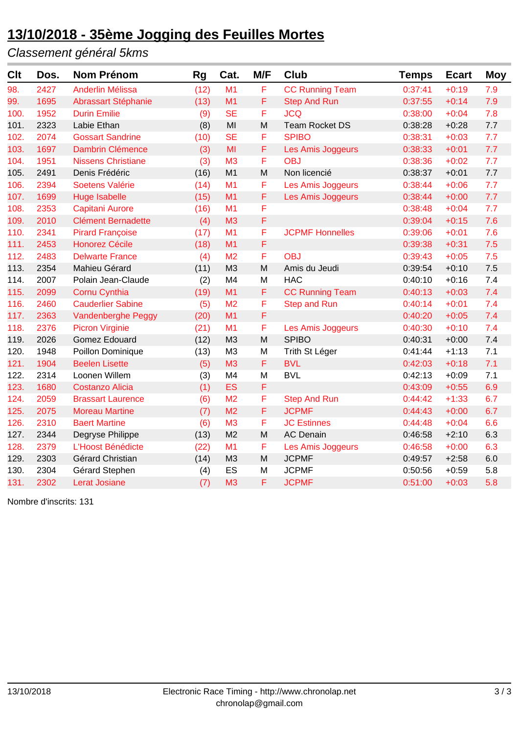# 13/10/2018 - 35ème Jogging des Feuilles Mortes

*Classement général 5kms*

| Clt | Dos. | Nom Prénom | Rg | Cat. | M/F | Club | Temps | Ecart | Moy |
|---|---|---|---|---|---|---|---|---|---|
| 98. | 2427 | Anderlin Mélissa | (12) | M1 | F | CC Running Team | 0:37:41 | +0:19 | 7.9 |
| 99. | 1695 | Abrassart Stéphanie | (13) | M1 | F | Step And Run | 0:37:55 | +0:14 | 7.9 |
| 100. | 1952 | Durin Emilie | (9) | SE | F | JCQ | 0:38:00 | +0:04 | 7.8 |
| 101. | 2323 | Labie Ethan | (8) | MI | M | Team Rocket DS | 0:38:28 | +0:28 | 7.7 |
| 102. | 2074 | Gossart Sandrine | (10) | SE | F | SPIBO | 0:38:31 | +0:03 | 7.7 |
| 103. | 1697 | Dambrin Clémence | (3) | MI | F | Les Amis Joggeurs | 0:38:33 | +0:01 | 7.7 |
| 104. | 1951 | Nissens Christiane | (3) | M3 | F | OBJ | 0:38:36 | +0:02 | 7.7 |
| 105. | 2491 | Denis Frédéric | (16) | M1 | M | Non licencié | 0:38:37 | +0:01 | 7.7 |
| 106. | 2394 | Soetens Valérie | (14) | M1 | F | Les Amis Joggeurs | 0:38:44 | +0:06 | 7.7 |
| 107. | 1699 | Huge Isabelle | (15) | M1 | F | Les Amis Joggeurs | 0:38:44 | +0:00 | 7.7 |
| 108. | 2353 | Capitani Aurore | (16) | M1 | F | | 0:38:48 | +0:04 | 7.7 |
| 109. | 2010 | Clément Bernadette | (4) | M3 | F | | 0:39:04 | +0:15 | 7.6 |
| 110. | 2341 | Pirard Françoise | (17) | M1 | F | JCPMF Honnelles | 0:39:06 | +0:01 | 7.6 |
| 111. | 2453 | Honorez Cécile | (18) | M1 | F | | 0:39:38 | +0:31 | 7.5 |
| 112. | 2483 | Delwarte France | (4) | M2 | F | OBJ | 0:39:43 | +0:05 | 7.5 |
| 113. | 2354 | Mahieu Gérard | (11) | M3 | M | Amis du Jeudi | 0:39:54 | +0:10 | 7.5 |
| 114. | 2007 | Polain Jean-Claude | (2) | M4 | M | HAC | 0:40:10 | +0:16 | 7.4 |
| 115. | 2099 | Cornu Cynthia | (19) | M1 | F | CC Running Team | 0:40:13 | +0:03 | 7.4 |
| 116. | 2460 | Cauderlier Sabine | (5) | M2 | F | Step and Run | 0:40:14 | +0:01 | 7.4 |
| 117. | 2363 | Vandenberghe Peggy | (20) | M1 | F | | 0:40:20 | +0:05 | 7.4 |
| 118. | 2376 | Picron Virginie | (21) | M1 | F | Les Amis Joggeurs | 0:40:30 | +0:10 | 7.4 |
| 119. | 2026 | Gomez Edouard | (12) | M3 | M | SPIBO | 0:40:31 | +0:00 | 7.4 |
| 120. | 1948 | Poillon Dominique | (13) | M3 | M | Trith St Léger | 0:41:44 | +1:13 | 7.1 |
| 121. | 1904 | Beelen Lisette | (5) | M3 | F | BVL | 0:42:03 | +0:18 | 7.1 |
| 122. | 2314 | Loonen Willem | (3) | M4 | M | BVL | 0:42:13 | +0:09 | 7.1 |
| 123. | 1680 | Costanzo Alicia | (1) | ES | F | | 0:43:09 | +0:55 | 6.9 |
| 124. | 2059 | Brassart Laurence | (6) | M2 | F | Step And Run | 0:44:42 | +1:33 | 6.7 |
| 125. | 2075 | Moreau Martine | (7) | M2 | F | JCPMF | 0:44:43 | +0:00 | 6.7 |
| 126. | 2310 | Baert Martine | (6) | M3 | F | JC Estinnes | 0:44:48 | +0:04 | 6.6 |
| 127. | 2344 | Degryse Philippe | (13) | M2 | M | AC Denain | 0:46:58 | +2:10 | 6.3 |
| 128. | 2379 | L'Hoost Bénédicte | (22) | M1 | F | Les Amis Joggeurs | 0:46:58 | +0:00 | 6.3 |
| 129. | 2303 | Gérard Christian | (14) | M3 | M | JCPMF | 0:49:57 | +2:58 | 6.0 |
| 130. | 2304 | Gérard Stephen | (4) | ES | M | JCPMF | 0:50:56 | +0:59 | 5.8 |
| 131. | 2302 | Lerat Josiane | (7) | M3 | F | JCPMF | 0:51:00 | +0:03 | 5.8 |

Nombre d'inscrits: 131